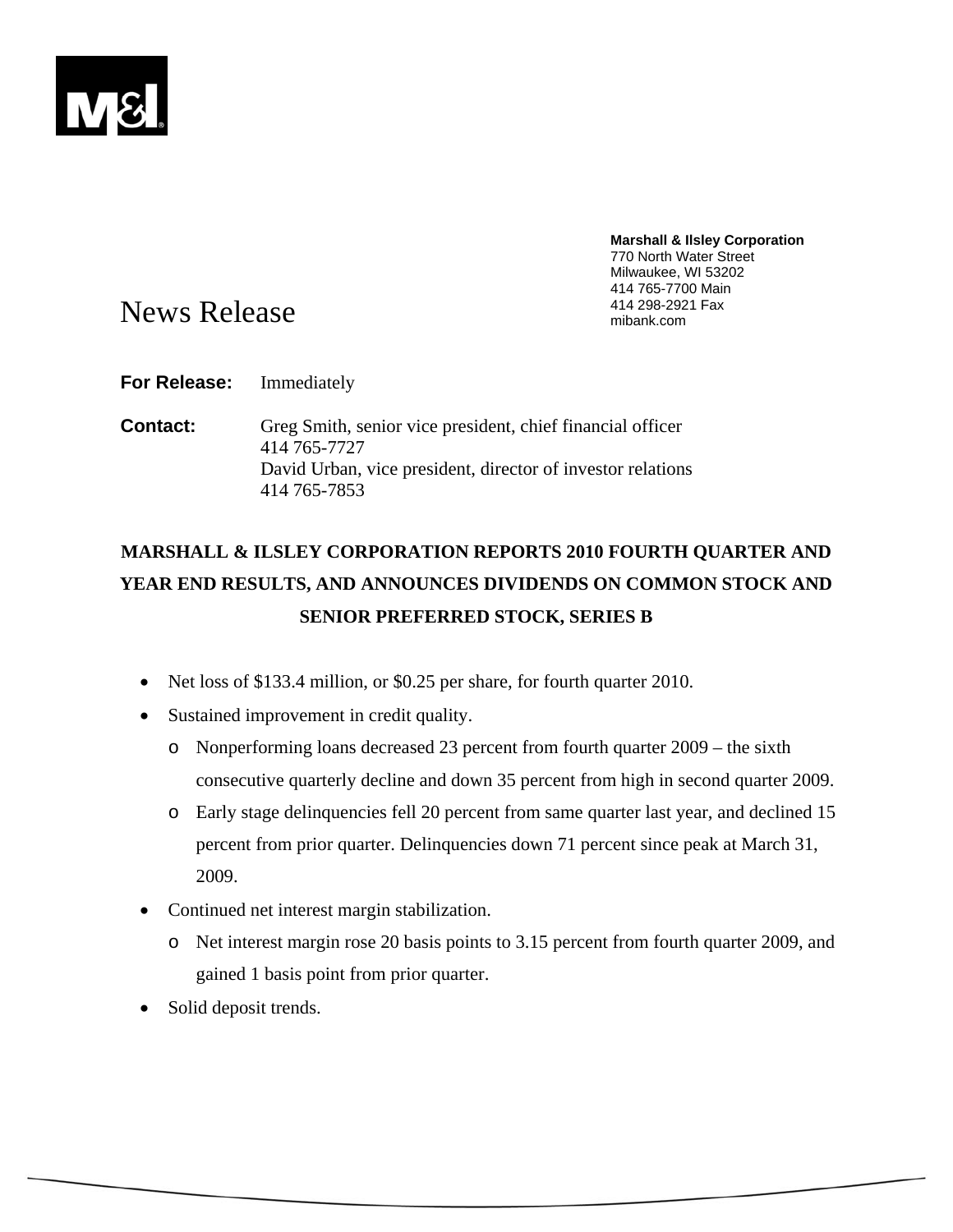**Marshall & Ilsley Corporation**
770 North Water Street
Milwaukee, WI 53202
414 765-7700 Main
414 298-2921 Fax
mibank.com

# News Release

**For Release:** Immediately

**Contact:** Greg Smith, senior vice president, chief financial officer
414 765-7727
David Urban, vice president, director of investor relations
414 765-7853

## MARSHALL & ILSLEY CORPORATION REPORTS 2010 FOURTH QUARTER AND YEAR END RESULTS, AND ANNOUNCES DIVIDENDS ON COMMON STOCK AND SENIOR PREFERRED STOCK, SERIES B

- Net loss of $133.4 million, or $0.25 per share, for fourth quarter 2010.
- Sustained improvement in credit quality.
  - Nonperforming loans decreased 23 percent from fourth quarter 2009 – the sixth consecutive quarterly decline and down 35 percent from high in second quarter 2009.
  - Early stage delinquencies fell 20 percent from same quarter last year, and declined 15 percent from prior quarter. Delinquencies down 71 percent since peak at March 31, 2009.
- Continued net interest margin stabilization.
  - Net interest margin rose 20 basis points to 3.15 percent from fourth quarter 2009, and gained 1 basis point from prior quarter.
- Solid deposit trends.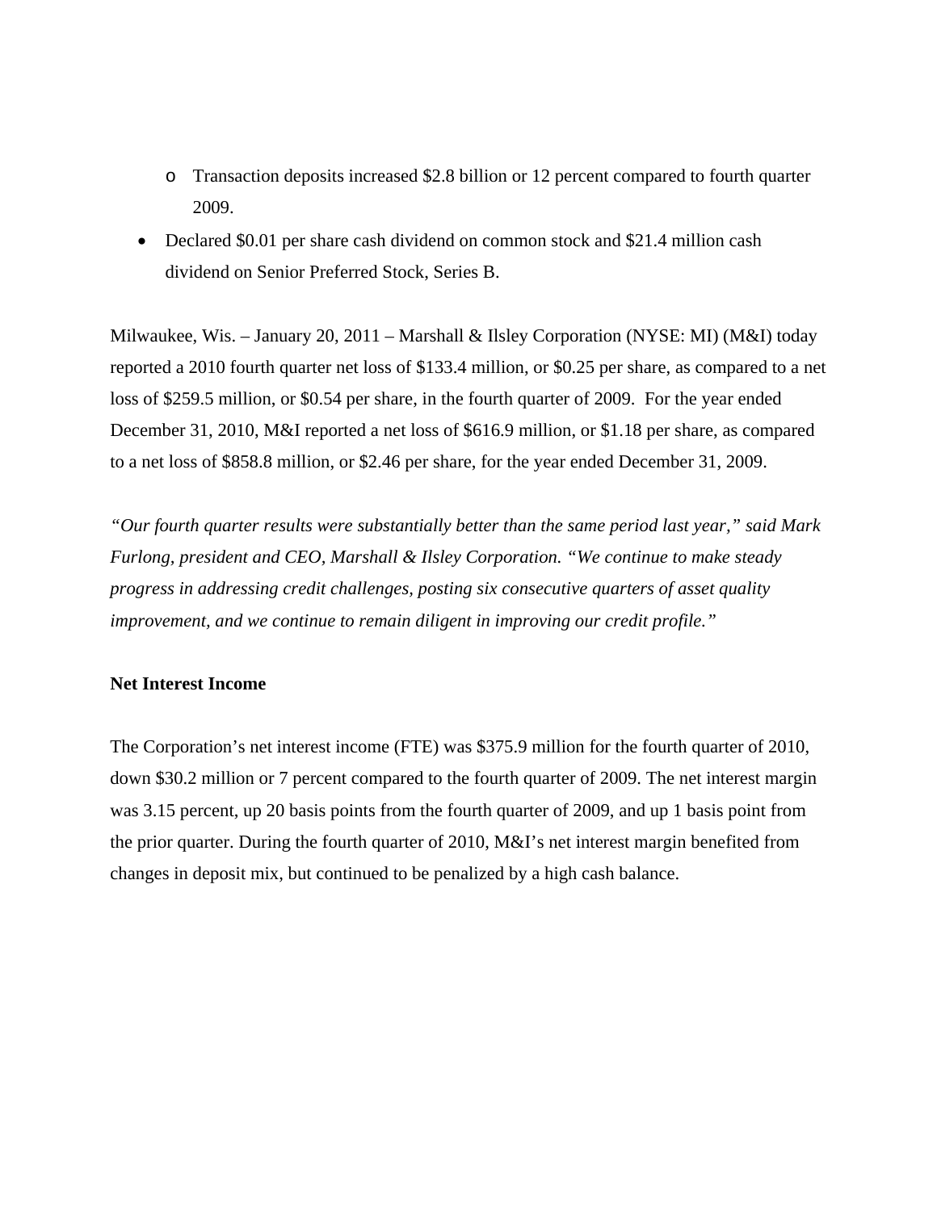- Transaction deposits increased $2.8 billion or 12 percent compared to fourth quarter 2009.
- Declared $0.01 per share cash dividend on common stock and $21.4 million cash dividend on Senior Preferred Stock, Series B.

Milwaukee, Wis. – January 20, 2011 – Marshall & Ilsley Corporation (NYSE: MI) (M&I) today reported a 2010 fourth quarter net loss of $133.4 million, or $0.25 per share, as compared to a net loss of $259.5 million, or $0.54 per share, in the fourth quarter of 2009. For the year ended December 31, 2010, M&I reported a net loss of $616.9 million, or $1.18 per share, as compared to a net loss of $858.8 million, or $2.46 per share, for the year ended December 31, 2009.

*"Our fourth quarter results were substantially better than the same period last year," said Mark Furlong, president and CEO, Marshall & Ilsley Corporation. "We continue to make steady progress in addressing credit challenges, posting six consecutive quarters of asset quality improvement, and we continue to remain diligent in improving our credit profile."*

**Net Interest Income**

The Corporation's net interest income (FTE) was $375.9 million for the fourth quarter of 2010, down $30.2 million or 7 percent compared to the fourth quarter of 2009. The net interest margin was 3.15 percent, up 20 basis points from the fourth quarter of 2009, and up 1 basis point from the prior quarter. During the fourth quarter of 2010, M&I's net interest margin benefited from changes in deposit mix, but continued to be penalized by a high cash balance.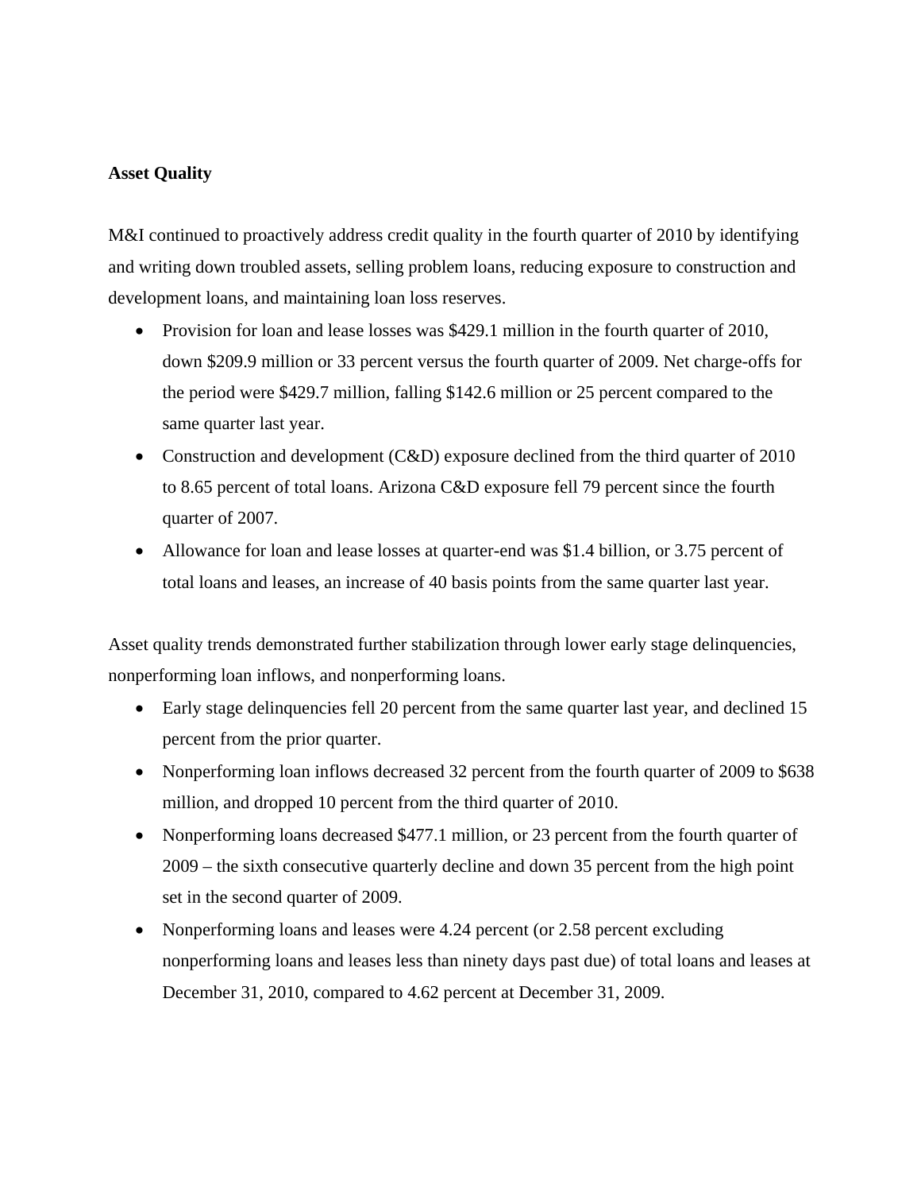**Asset Quality**

M&I continued to proactively address credit quality in the fourth quarter of 2010 by identifying and writing down troubled assets, selling problem loans, reducing exposure to construction and development loans, and maintaining loan loss reserves.

- Provision for loan and lease losses was $429.1 million in the fourth quarter of 2010, down $209.9 million or 33 percent versus the fourth quarter of 2009. Net charge-offs for the period were $429.7 million, falling $142.6 million or 25 percent compared to the same quarter last year.
- Construction and development (C&D) exposure declined from the third quarter of 2010 to 8.65 percent of total loans. Arizona C&D exposure fell 79 percent since the fourth quarter of 2007.
- Allowance for loan and lease losses at quarter-end was $1.4 billion, or 3.75 percent of total loans and leases, an increase of 40 basis points from the same quarter last year.

Asset quality trends demonstrated further stabilization through lower early stage delinquencies, nonperforming loan inflows, and nonperforming loans.

- Early stage delinquencies fell 20 percent from the same quarter last year, and declined 15 percent from the prior quarter.
- Nonperforming loan inflows decreased 32 percent from the fourth quarter of 2009 to $638 million, and dropped 10 percent from the third quarter of 2010.
- Nonperforming loans decreased $477.1 million, or 23 percent from the fourth quarter of 2009 – the sixth consecutive quarterly decline and down 35 percent from the high point set in the second quarter of 2009.
- Nonperforming loans and leases were 4.24 percent (or 2.58 percent excluding nonperforming loans and leases less than ninety days past due) of total loans and leases at December 31, 2010, compared to 4.62 percent at December 31, 2009.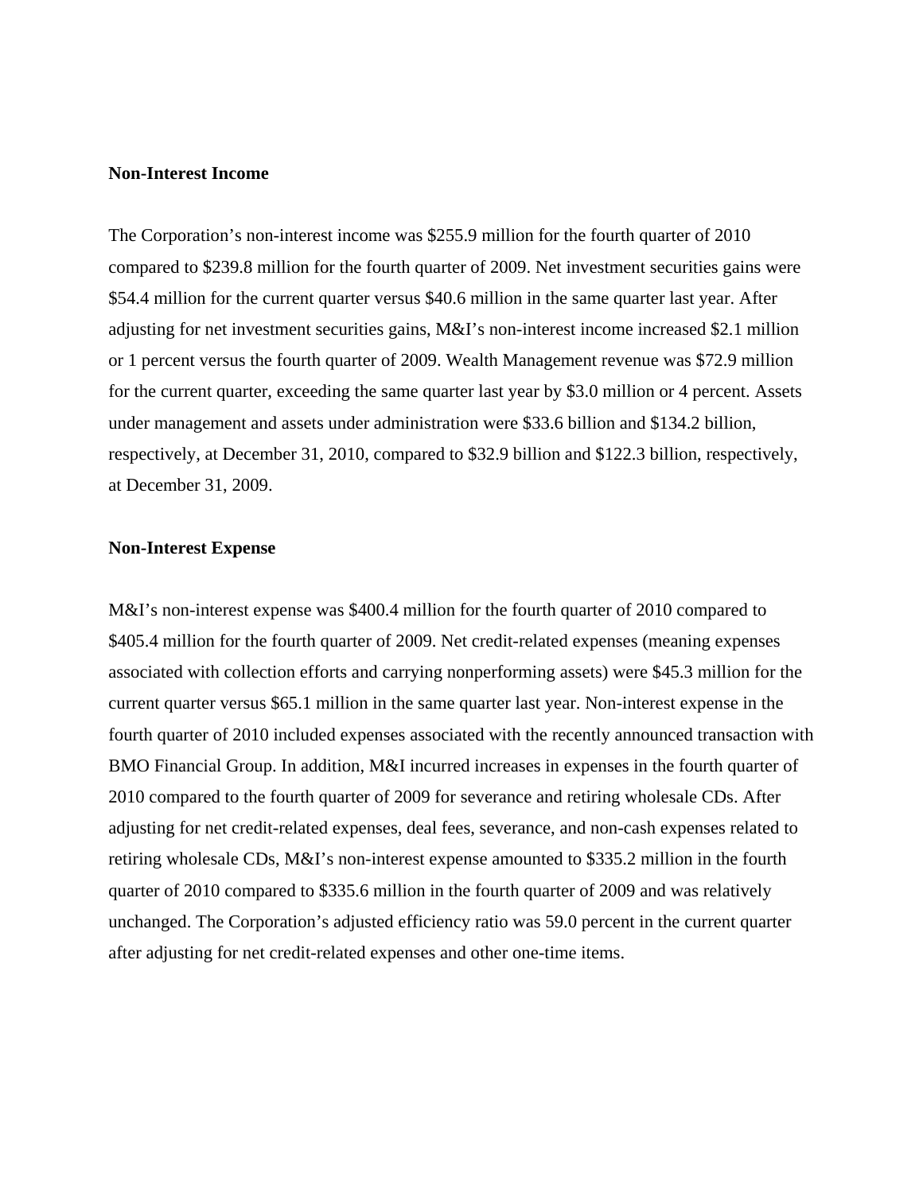**Non-Interest Income**

The Corporation's non-interest income was $255.9 million for the fourth quarter of 2010 compared to $239.8 million for the fourth quarter of 2009. Net investment securities gains were $54.4 million for the current quarter versus $40.6 million in the same quarter last year. After adjusting for net investment securities gains, M&I's non-interest income increased $2.1 million or 1 percent versus the fourth quarter of 2009. Wealth Management revenue was $72.9 million for the current quarter, exceeding the same quarter last year by $3.0 million or 4 percent. Assets under management and assets under administration were $33.6 billion and $134.2 billion, respectively, at December 31, 2010, compared to $32.9 billion and $122.3 billion, respectively, at December 31, 2009.

**Non-Interest Expense**

M&I's non-interest expense was $400.4 million for the fourth quarter of 2010 compared to $405.4 million for the fourth quarter of 2009. Net credit-related expenses (meaning expenses associated with collection efforts and carrying nonperforming assets) were $45.3 million for the current quarter versus $65.1 million in the same quarter last year. Non-interest expense in the fourth quarter of 2010 included expenses associated with the recently announced transaction with BMO Financial Group. In addition, M&I incurred increases in expenses in the fourth quarter of 2010 compared to the fourth quarter of 2009 for severance and retiring wholesale CDs. After adjusting for net credit-related expenses, deal fees, severance, and non-cash expenses related to retiring wholesale CDs, M&I's non-interest expense amounted to $335.2 million in the fourth quarter of 2010 compared to $335.6 million in the fourth quarter of 2009 and was relatively unchanged. The Corporation's adjusted efficiency ratio was 59.0 percent in the current quarter after adjusting for net credit-related expenses and other one-time items.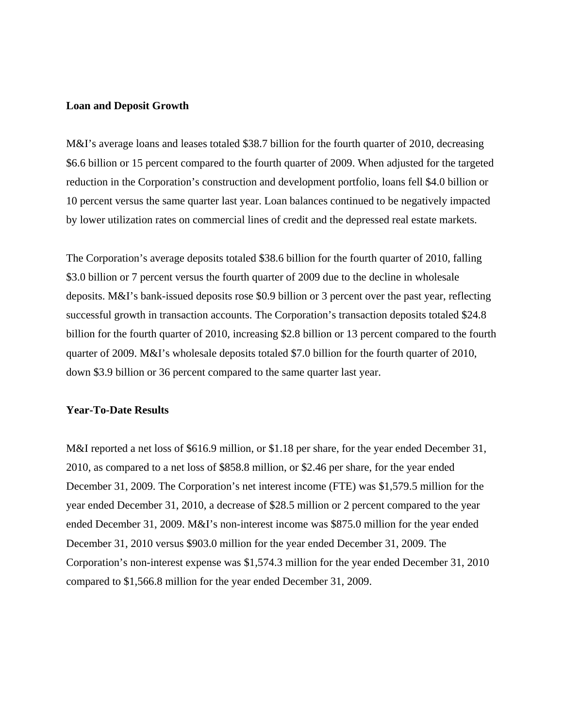**Loan and Deposit Growth**

M&I's average loans and leases totaled $38.7 billion for the fourth quarter of 2010, decreasing $6.6 billion or 15 percent compared to the fourth quarter of 2009. When adjusted for the targeted reduction in the Corporation's construction and development portfolio, loans fell $4.0 billion or 10 percent versus the same quarter last year. Loan balances continued to be negatively impacted by lower utilization rates on commercial lines of credit and the depressed real estate markets.

The Corporation's average deposits totaled $38.6 billion for the fourth quarter of 2010, falling $3.0 billion or 7 percent versus the fourth quarter of 2009 due to the decline in wholesale deposits. M&I's bank-issued deposits rose $0.9 billion or 3 percent over the past year, reflecting successful growth in transaction accounts. The Corporation's transaction deposits totaled $24.8 billion for the fourth quarter of 2010, increasing $2.8 billion or 13 percent compared to the fourth quarter of 2009. M&I's wholesale deposits totaled $7.0 billion for the fourth quarter of 2010, down $3.9 billion or 36 percent compared to the same quarter last year.

**Year-To-Date Results**

M&I reported a net loss of $616.9 million, or $1.18 per share, for the year ended December 31, 2010, as compared to a net loss of $858.8 million, or $2.46 per share, for the year ended December 31, 2009. The Corporation's net interest income (FTE) was $1,579.5 million for the year ended December 31, 2010, a decrease of $28.5 million or 2 percent compared to the year ended December 31, 2009. M&I's non-interest income was $875.0 million for the year ended December 31, 2010 versus $903.0 million for the year ended December 31, 2009. The Corporation's non-interest expense was $1,574.3 million for the year ended December 31, 2010 compared to $1,566.8 million for the year ended December 31, 2009.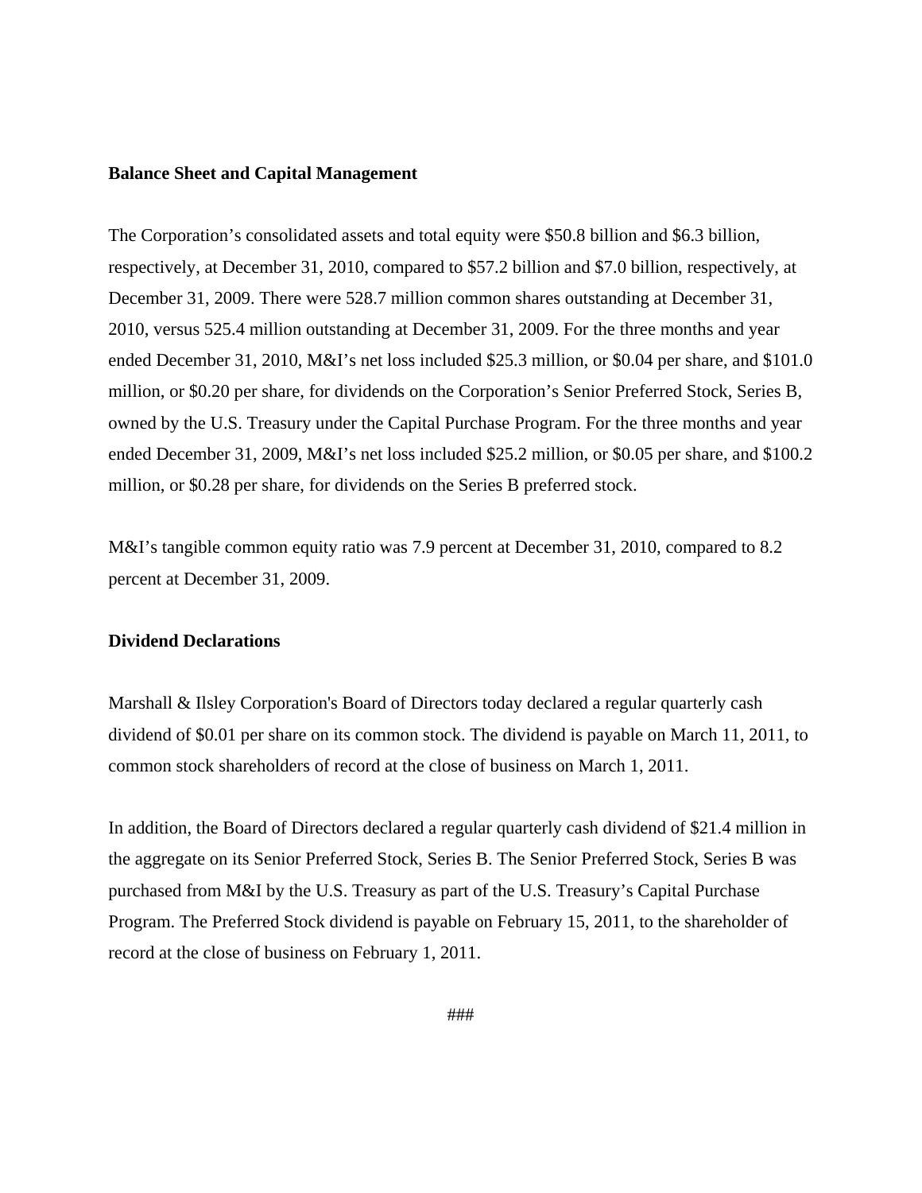**Balance Sheet and Capital Management**

The Corporation's consolidated assets and total equity were $50.8 billion and $6.3 billion, respectively, at December 31, 2010, compared to $57.2 billion and $7.0 billion, respectively, at December 31, 2009. There were 528.7 million common shares outstanding at December 31, 2010, versus 525.4 million outstanding at December 31, 2009. For the three months and year ended December 31, 2010, M&I's net loss included $25.3 million, or $0.04 per share, and $101.0 million, or $0.20 per share, for dividends on the Corporation's Senior Preferred Stock, Series B, owned by the U.S. Treasury under the Capital Purchase Program. For the three months and year ended December 31, 2009, M&I's net loss included $25.2 million, or $0.05 per share, and $100.2 million, or $0.28 per share, for dividends on the Series B preferred stock.

M&I's tangible common equity ratio was 7.9 percent at December 31, 2010, compared to 8.2 percent at December 31, 2009.

**Dividend Declarations**

Marshall & Ilsley Corporation's Board of Directors today declared a regular quarterly cash dividend of $0.01 per share on its common stock. The dividend is payable on March 11, 2011, to common stock shareholders of record at the close of business on March 1, 2011.

In addition, the Board of Directors declared a regular quarterly cash dividend of $21.4 million in the aggregate on its Senior Preferred Stock, Series B. The Senior Preferred Stock, Series B was purchased from M&I by the U.S. Treasury as part of the U.S. Treasury's Capital Purchase Program. The Preferred Stock dividend is payable on February 15, 2011, to the shareholder of record at the close of business on February 1, 2011.

###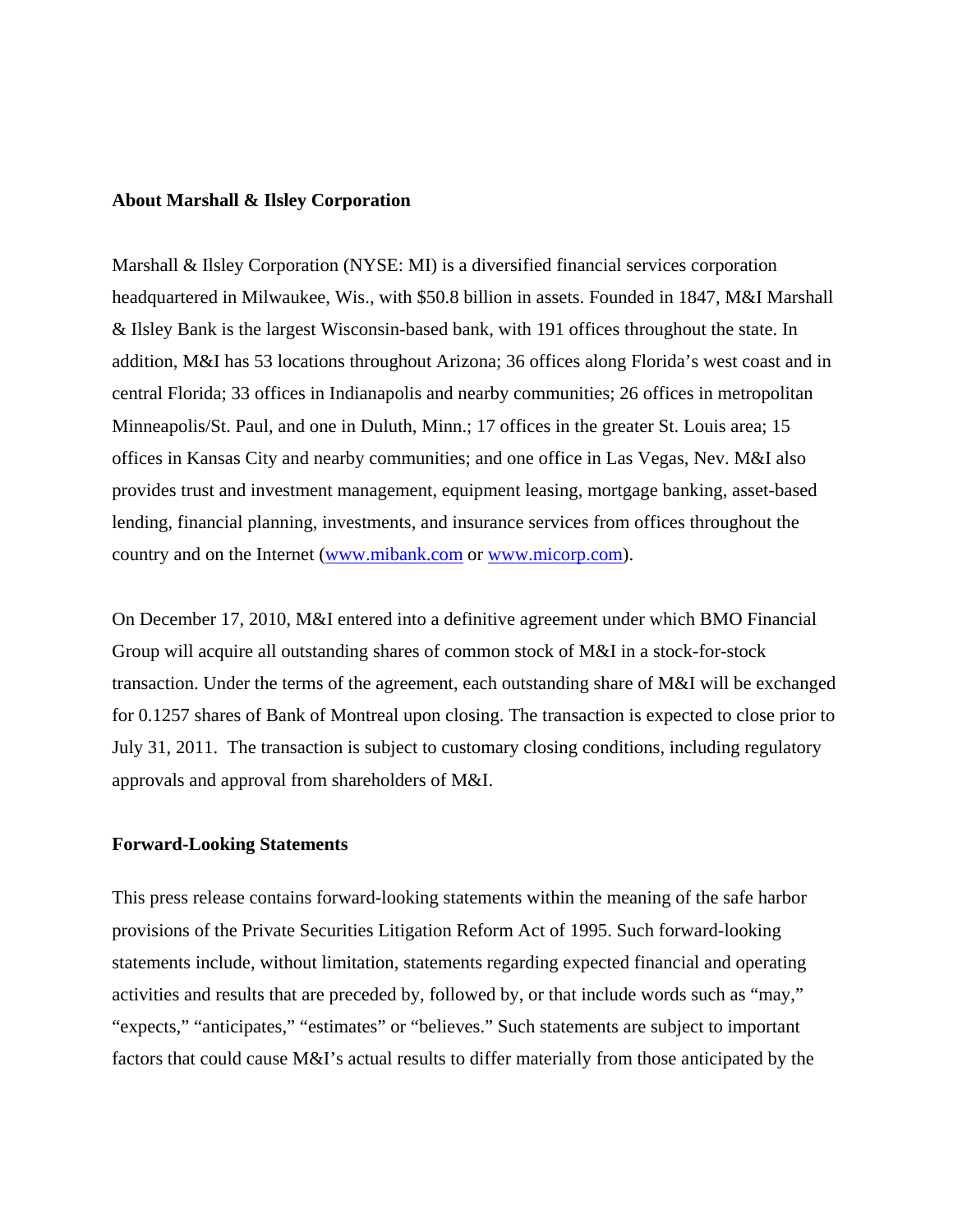**About Marshall & Ilsley Corporation**

Marshall & Ilsley Corporation (NYSE: MI) is a diversified financial services corporation headquartered in Milwaukee, Wis., with $50.8 billion in assets. Founded in 1847, M&I Marshall & Ilsley Bank is the largest Wisconsin-based bank, with 191 offices throughout the state. In addition, M&I has 53 locations throughout Arizona; 36 offices along Florida's west coast and in central Florida; 33 offices in Indianapolis and nearby communities; 26 offices in metropolitan Minneapolis/St. Paul, and one in Duluth, Minn.; 17 offices in the greater St. Louis area; 15 offices in Kansas City and nearby communities; and one office in Las Vegas, Nev. M&I also provides trust and investment management, equipment leasing, mortgage banking, asset-based lending, financial planning, investments, and insurance services from offices throughout the country and on the Internet (www.mibank.com or www.micorp.com).

On December 17, 2010, M&I entered into a definitive agreement under which BMO Financial Group will acquire all outstanding shares of common stock of M&I in a stock-for-stock transaction. Under the terms of the agreement, each outstanding share of M&I will be exchanged for 0.1257 shares of Bank of Montreal upon closing. The transaction is expected to close prior to July 31, 2011. The transaction is subject to customary closing conditions, including regulatory approvals and approval from shareholders of M&I.

**Forward-Looking Statements**

This press release contains forward-looking statements within the meaning of the safe harbor provisions of the Private Securities Litigation Reform Act of 1995. Such forward-looking statements include, without limitation, statements regarding expected financial and operating activities and results that are preceded by, followed by, or that include words such as "may," "expects," "anticipates," "estimates" or "believes." Such statements are subject to important factors that could cause M&I's actual results to differ materially from those anticipated by the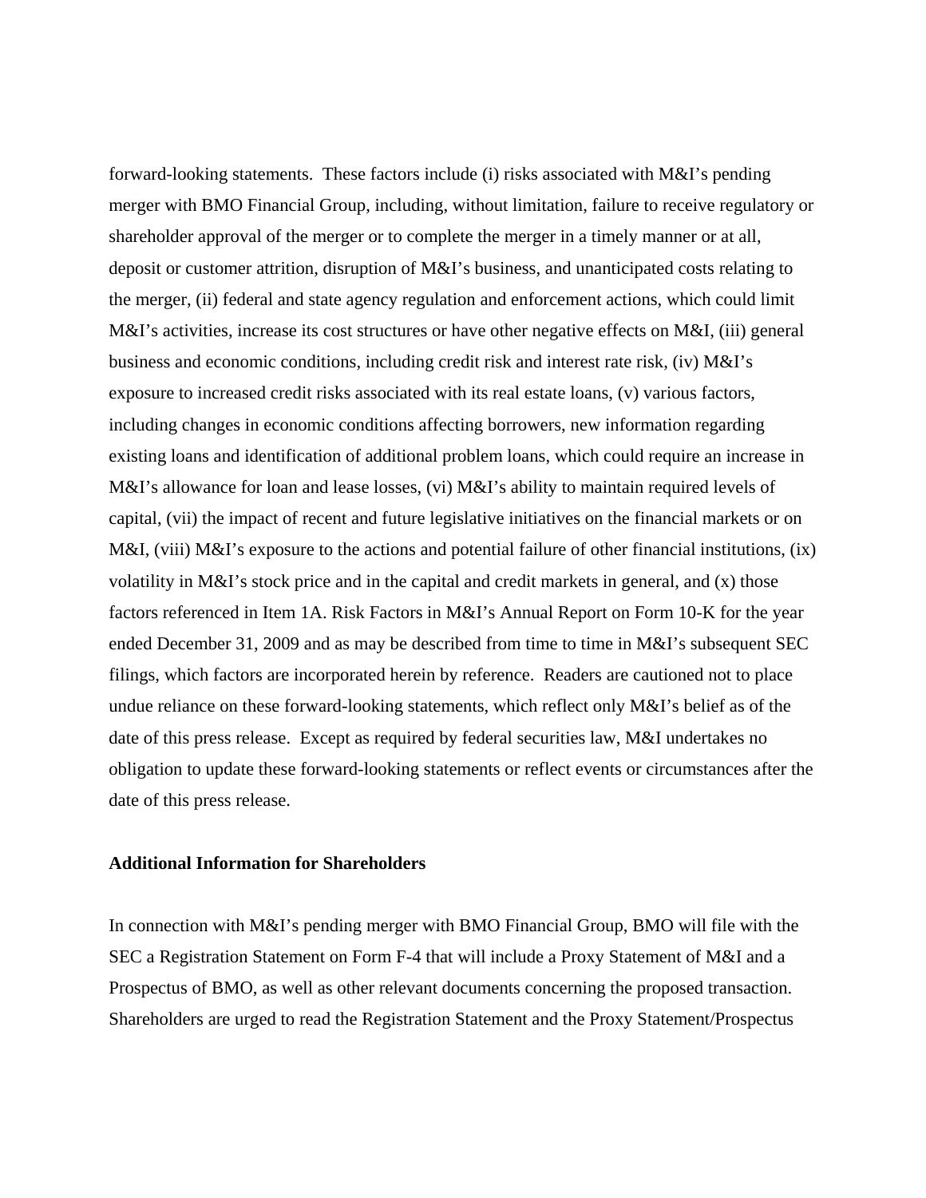forward-looking statements. These factors include (i) risks associated with M&I's pending merger with BMO Financial Group, including, without limitation, failure to receive regulatory or shareholder approval of the merger or to complete the merger in a timely manner or at all, deposit or customer attrition, disruption of M&I's business, and unanticipated costs relating to the merger, (ii) federal and state agency regulation and enforcement actions, which could limit M&I's activities, increase its cost structures or have other negative effects on M&I, (iii) general business and economic conditions, including credit risk and interest rate risk, (iv) M&I's exposure to increased credit risks associated with its real estate loans, (v) various factors, including changes in economic conditions affecting borrowers, new information regarding existing loans and identification of additional problem loans, which could require an increase in M&I's allowance for loan and lease losses, (vi) M&I's ability to maintain required levels of capital, (vii) the impact of recent and future legislative initiatives on the financial markets or on M&I, (viii) M&I's exposure to the actions and potential failure of other financial institutions, (ix) volatility in M&I's stock price and in the capital and credit markets in general, and (x) those factors referenced in Item 1A. Risk Factors in M&I's Annual Report on Form 10-K for the year ended December 31, 2009 and as may be described from time to time in M&I's subsequent SEC filings, which factors are incorporated herein by reference. Readers are cautioned not to place undue reliance on these forward-looking statements, which reflect only M&I's belief as of the date of this press release. Except as required by federal securities law, M&I undertakes no obligation to update these forward-looking statements or reflect events or circumstances after the date of this press release.

**Additional Information for Shareholders**

In connection with M&I's pending merger with BMO Financial Group, BMO will file with the SEC a Registration Statement on Form F-4 that will include a Proxy Statement of M&I and a Prospectus of BMO, as well as other relevant documents concerning the proposed transaction. Shareholders are urged to read the Registration Statement and the Proxy Statement/Prospectus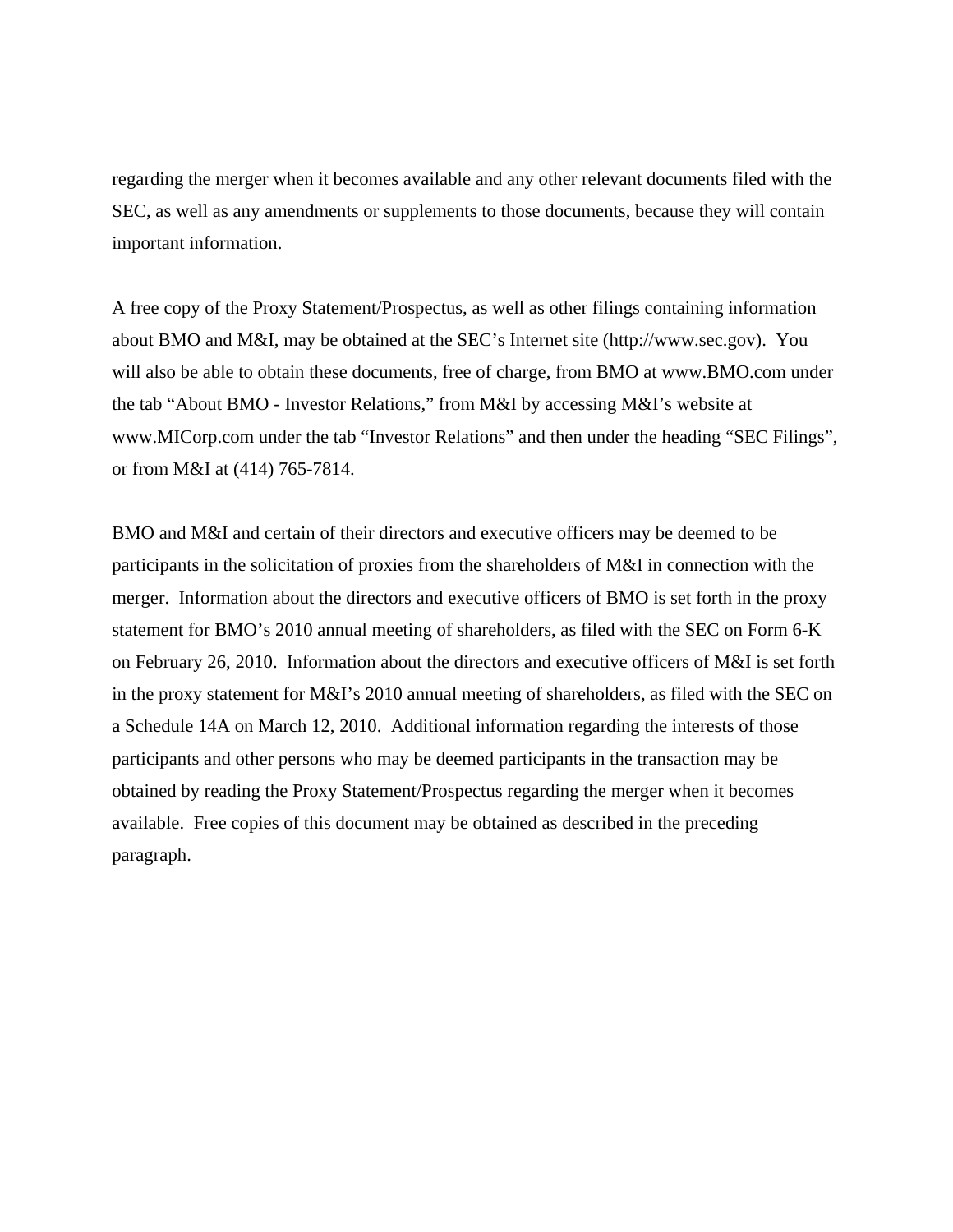regarding the merger when it becomes available and any other relevant documents filed with the SEC, as well as any amendments or supplements to those documents, because they will contain important information.

A free copy of the Proxy Statement/Prospectus, as well as other filings containing information about BMO and M&I, may be obtained at the SEC's Internet site (http://www.sec.gov). You will also be able to obtain these documents, free of charge, from BMO at www.BMO.com under the tab "About BMO - Investor Relations," from M&I by accessing M&I's website at www.MICorp.com under the tab "Investor Relations" and then under the heading "SEC Filings", or from M&I at (414) 765-7814.

BMO and M&I and certain of their directors and executive officers may be deemed to be participants in the solicitation of proxies from the shareholders of M&I in connection with the merger. Information about the directors and executive officers of BMO is set forth in the proxy statement for BMO's 2010 annual meeting of shareholders, as filed with the SEC on Form 6-K on February 26, 2010. Information about the directors and executive officers of M&I is set forth in the proxy statement for M&I's 2010 annual meeting of shareholders, as filed with the SEC on a Schedule 14A on March 12, 2010. Additional information regarding the interests of those participants and other persons who may be deemed participants in the transaction may be obtained by reading the Proxy Statement/Prospectus regarding the merger when it becomes available. Free copies of this document may be obtained as described in the preceding paragraph.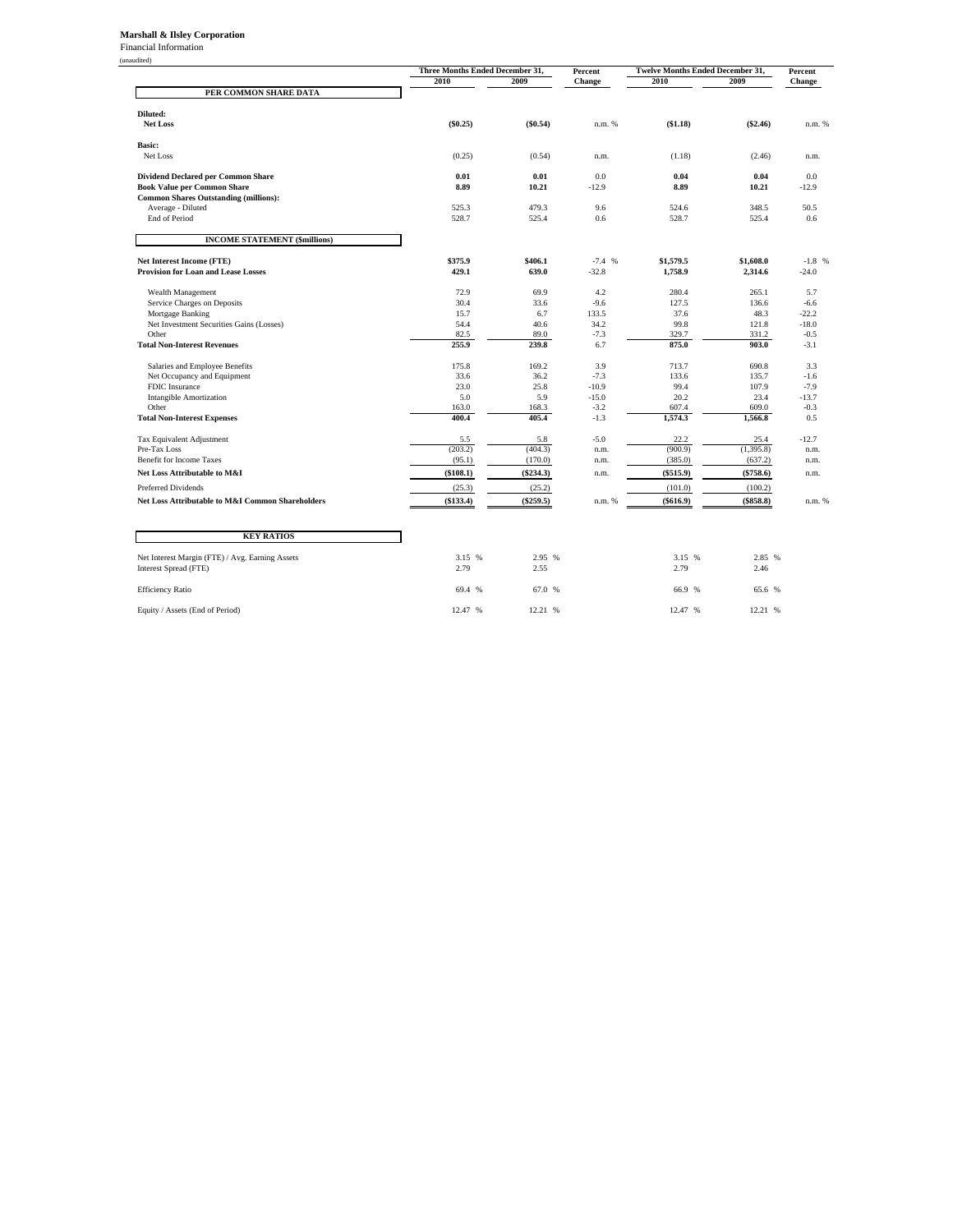**Marshall & Ilsley Corporation**
Financial Information
(unaudited)

| | Three Months Ended December 31, | | Percent | Twelve Months Ended December 31, | | Percent |
|---|---|---|---|---|---|---|
| | 2010 | 2009 | Change | 2010 | 2009 | Change |
| **PER COMMON SHARE DATA** | | | | | | |
| **Diluted:** | | | | | | |
| **Net Loss** | **($0.25)** | **($0.54)** | n.m. % | **($1.18)** | **($2.46)** | n.m. % |
| **Basic:** | | | | | | |
| Net Loss | (0.25) | (0.54) | n.m. | (1.18) | (2.46) | n.m. |
| **Dividend Declared per Common Share** | **0.01** | **0.01** | 0.0 | **0.04** | **0.04** | 0.0 |
| **Book Value per Common Share** | **8.89** | **10.21** | -12.9 | **8.89** | **10.21** | -12.9 |
| **Common Shares Outstanding (millions):** | | | | | | |
| Average - Diluted | 525.3 | 479.3 | 9.6 | 524.6 | 348.5 | 50.5 |
| End of Period | 528.7 | 525.4 | 0.6 | 528.7 | 525.4 | 0.6 |
| **INCOME STATEMENT ($millions)** | | | | | | |
| **Net Interest Income (FTE)** | **$375.9** | **$406.1** | -7.4 % | **$1,579.5** | **$1,608.0** | -1.8 % |
| **Provision for Loan and Lease Losses** | **429.1** | **639.0** | -32.8 | **1,758.9** | **2,314.6** | -24.0 |
| Wealth Management | 72.9 | 69.9 | 4.2 | 280.4 | 265.1 | 5.7 |
| Service Charges on Deposits | 30.4 | 33.6 | -9.6 | 127.5 | 136.6 | -6.6 |
| Mortgage Banking | 15.7 | 6.7 | 133.5 | 37.6 | 48.3 | -22.2 |
| Net Investment Securities Gains (Losses) | 54.4 | 40.6 | 34.2 | 99.8 | 121.8 | -18.0 |
| Other | 82.5 | 89.0 | -7.3 | 329.7 | 331.2 | -0.5 |
| **Total Non-Interest Revenues** | **255.9** | **239.8** | 6.7 | **875.0** | **903.0** | -3.1 |
| Salaries and Employee Benefits | 175.8 | 169.2 | 3.9 | 713.7 | 690.8 | 3.3 |
| Net Occupancy and Equipment | 33.6 | 36.2 | -7.3 | 133.6 | 135.7 | -1.6 |
| FDIC Insurance | 23.0 | 25.8 | -10.9 | 99.4 | 107.9 | -7.9 |
| Intangible Amortization | 5.0 | 5.9 | -15.0 | 20.2 | 23.4 | -13.7 |
| Other | 163.0 | 168.3 | -3.2 | 607.4 | 609.0 | -0.3 |
| **Total Non-Interest Expenses** | **400.4** | **405.4** | -1.3 | **1,574.3** | **1,566.8** | 0.5 |
| Tax Equivalent Adjustment | 5.5 | 5.8 | -5.0 | 22.2 | 25.4 | -12.7 |
| Pre-Tax Loss | (203.2) | (404.3) | n.m. | (900.9) | (1,395.8) | n.m. |
| Benefit for Income Taxes | (95.1) | (170.0) | n.m. | (385.0) | (637.2) | n.m. |
| **Net Loss Attributable to M&I** | **($108.1)** | **($234.3)** | n.m. | **($515.9)** | **($758.6)** | n.m. |
| Preferred Dividends | (25.3) | (25.2) | | (101.0) | (100.2) | |
| **Net Loss Attributable to M&I Common Shareholders** | **($133.4)** | **($259.5)** | n.m. % | **($616.9)** | **($858.8)** | n.m. % |
| **KEY RATIOS** | | | | | | |
| Net Interest Margin (FTE) / Avg. Earning Assets | 3.15 % | 2.95 % | | 3.15 % | 2.85 % | |
| Interest Spread (FTE) | 2.79 | 2.55 | | 2.79 | 2.46 | |
| Efficiency Ratio | 69.4 % | 67.0 % | | 66.9 % | 65.6 % | |
| Equity / Assets (End of Period) | 12.47 % | 12.21 % | | 12.47 % | 12.21 % | |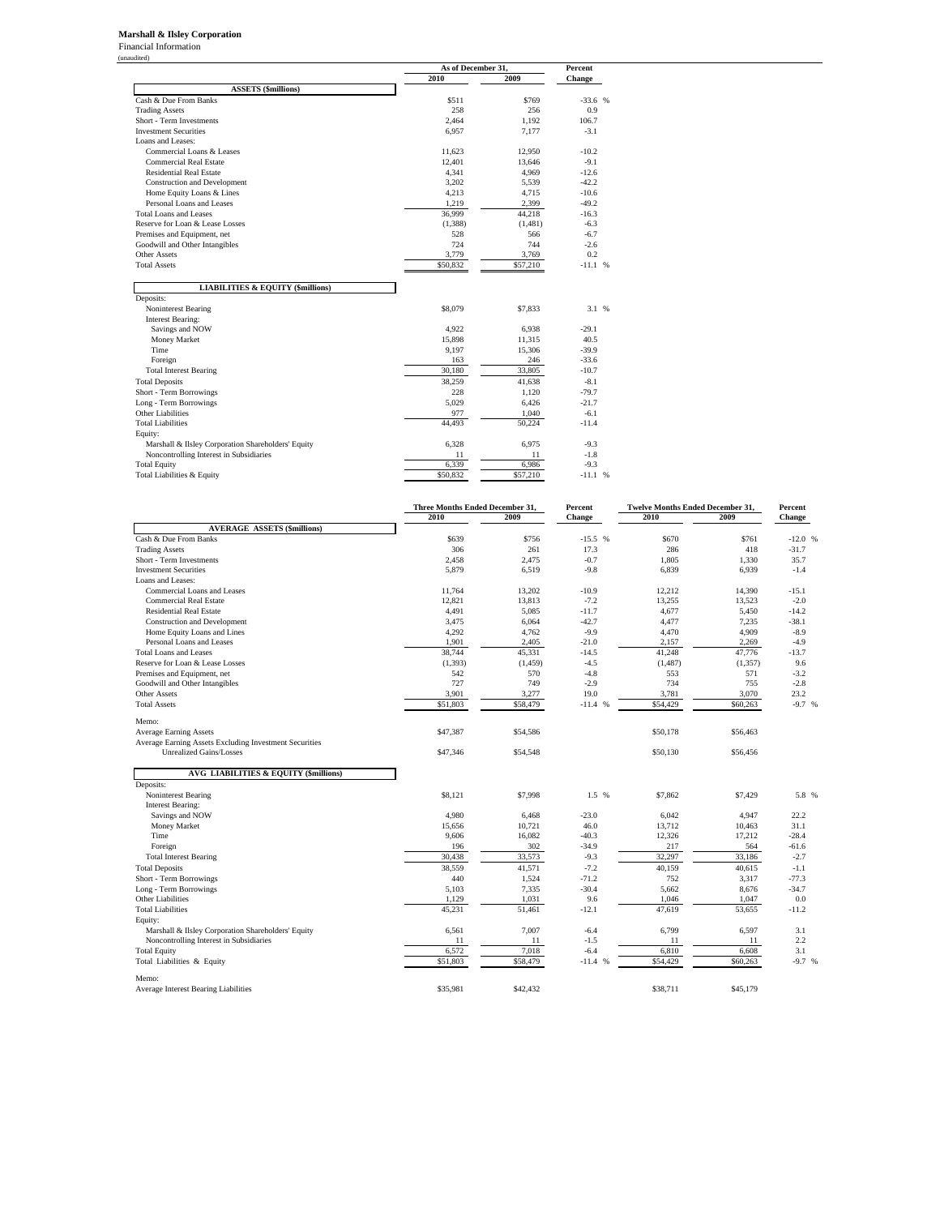**Marshall & Ilsley Corporation**

Financial Information

(unaudited)

| | As of December 31, | | Percent |
|---|---|---|---|
| | 2010 | 2009 | Change |
| **ASSETS ($millions)** | | | |
| Cash & Due From Banks | $511 | $769 | -33.6 % |
| Trading Assets | 258 | 256 | 0.9 |
| Short - Term Investments | 2,464 | 1,192 | 106.7 |
| Investment Securities | 6,957 | 7,177 | -3.1 |
| Loans and Leases: | | | |
| Commercial Loans & Leases | 11,623 | 12,950 | -10.2 |
| Commercial Real Estate | 12,401 | 13,646 | -9.1 |
| Residential Real Estate | 4,341 | 4,969 | -12.6 |
| Construction and Development | 3,202 | 5,539 | -42.2 |
| Home Equity Loans & Lines | 4,213 | 4,715 | -10.6 |
| Personal Loans and Leases | 1,219 | 2,399 | -49.2 |
| Total Loans and Leases | 36,999 | 44,218 | -16.3 |
| Reserve for Loan & Lease Losses | (1,388) | (1,481) | -6.3 |
| Premises and Equipment, net | 528 | 566 | -6.7 |
| Goodwill and Other Intangibles | 724 | 744 | -2.6 |
| Other Assets | 3,779 | 3,769 | 0.2 |
| Total Assets | $50,832 | $57,210 | -11.1 % |
| **LIABILITIES & EQUITY ($millions)** | | | |
| Deposits: | | | |
| Noninterest Bearing | $8,079 | $7,833 | 3.1 % |
| Interest Bearing: | | | |
| Savings and NOW | 4,922 | 6,938 | -29.1 |
| Money Market | 15,898 | 11,315 | 40.5 |
| Time | 9,197 | 15,306 | -39.9 |
| Foreign | 163 | 246 | -33.6 |
| Total Interest Bearing | 30,180 | 33,805 | -10.7 |
| Total Deposits | 38,259 | 41,638 | -8.1 |
| Short - Term Borrowings | 228 | 1,120 | -79.7 |
| Long - Term Borrowings | 5,029 | 6,426 | -21.7 |
| Other Liabilities | 977 | 1,040 | -6.1 |
| Total Liabilities | 44,493 | 50,224 | -11.4 |
| Equity: | | | |
| Marshall & Ilsley Corporation Shareholders' Equity | 6,328 | 6,975 | -9.3 |
| Noncontrolling Interest in Subsidiaries | 11 | 11 | -1.8 |
| Total Equity | 6,339 | 6,986 | -9.3 |
| Total Liabilities & Equity | $50,832 | $57,210 | -11.1 % |

| | Three Months Ended December 31, | | Percent | Twelve Months Ended December 31, | | Percent |
|---|---|---|---|---|---|---|
| | 2010 | 2009 | Change | 2010 | 2009 | Change |
| **AVERAGE ASSETS ($millions)** | | | | | | |
| Cash & Due From Banks | $639 | $756 | -15.5 % | $670 | $761 | -12.0 % |
| Trading Assets | 306 | 261 | 17.3 | 286 | 418 | -31.7 |
| Short - Term Investments | 2,458 | 2,475 | -0.7 | 1,805 | 1,330 | 35.7 |
| Investment Securities | 5,879 | 6,519 | -9.8 | 6,839 | 6,939 | -1.4 |
| Loans and Leases: | | | | | | |
| Commercial Loans and Leases | 11,764 | 13,202 | -10.9 | 12,212 | 14,390 | -15.1 |
| Commercial Real Estate | 12,821 | 13,813 | -7.2 | 13,255 | 13,523 | -2.0 |
| Residential Real Estate | 4,491 | 5,085 | -11.7 | 4,677 | 5,450 | -14.2 |
| Construction and Development | 3,475 | 6,064 | -42.7 | 4,477 | 7,235 | -38.1 |
| Home Equity Loans and Lines | 4,292 | 4,762 | -9.9 | 4,470 | 4,909 | -8.9 |
| Personal Loans and Leases | 1,901 | 2,405 | -21.0 | 2,157 | 2,269 | -4.9 |
| Total Loans and Leases | 38,744 | 45,331 | -14.5 | 41,248 | 47,776 | -13.7 |
| Reserve for Loan & Lease Losses | (1,393) | (1,459) | -4.5 | (1,487) | (1,357) | 9.6 |
| Premises and Equipment, net | 542 | 570 | -4.8 | 553 | 571 | -3.2 |
| Goodwill and Other Intangibles | 727 | 749 | -2.9 | 734 | 755 | -2.8 |
| Other Assets | 3,901 | 3,277 | 19.0 | 3,781 | 3,070 | 23.2 |
| Total Assets | $51,803 | $58,479 | -11.4 % | $54,429 | $60,263 | -9.7 % |
| Memo: | | | | | | |
| Average Earning Assets | $47,387 | $54,586 | | $50,178 | $56,463 | |
| Average Earning Assets Excluding Investment Securities Unrealized Gains/Losses | $47,346 | $54,548 | | $50,130 | $56,456 | |
| **AVG LIABILITIES & EQUITY ($millions)** | | | | | | |
| Deposits: | | | | | | |
| Noninterest Bearing | $8,121 | $7,998 | 1.5 % | $7,862 | $7,429 | 5.8 % |
| Interest Bearing: | | | | | | |
| Savings and NOW | 4,980 | 6,468 | -23.0 | 6,042 | 4,947 | 22.2 |
| Money Market | 15,656 | 10,721 | 46.0 | 13,712 | 10,463 | 31.1 |
| Time | 9,606 | 16,082 | -40.3 | 12,326 | 17,212 | -28.4 |
| Foreign | 196 | 302 | -34.9 | 217 | 564 | -61.6 |
| Total Interest Bearing | 30,438 | 33,573 | -9.3 | 32,297 | 33,186 | -2.7 |
| Total Deposits | 38,559 | 41,571 | -7.2 | 40,159 | 40,615 | -1.1 |
| Short - Term Borrowings | 440 | 1,524 | -71.2 | 752 | 3,317 | -77.3 |
| Long - Term Borrowings | 5,103 | 7,335 | -30.4 | 5,662 | 8,676 | -34.7 |
| Other Liabilities | 1,129 | 1,031 | 9.6 | 1,046 | 1,047 | 0.0 |
| Total Liabilities | 45,231 | 51,461 | -12.1 | 47,619 | 53,655 | -11.2 |
| Equity: | | | | | | |
| Marshall & Ilsley Corporation Shareholders' Equity | 6,561 | 7,007 | -6.4 | 6,799 | 6,597 | 3.1 |
| Noncontrolling Interest in Subsidiaries | 11 | 11 | -1.5 | 11 | 11 | 2.2 |
| Total Equity | 6,572 | 7,018 | -6.4 | 6,810 | 6,608 | 3.1 |
| Total Liabilities & Equity | $51,803 | $58,479 | -11.4 % | $54,429 | $60,263 | -9.7 % |
| Memo: | | | | | | |
| Average Interest Bearing Liabilities | $35,981 | $42,432 | | $38,711 | $45,179 | |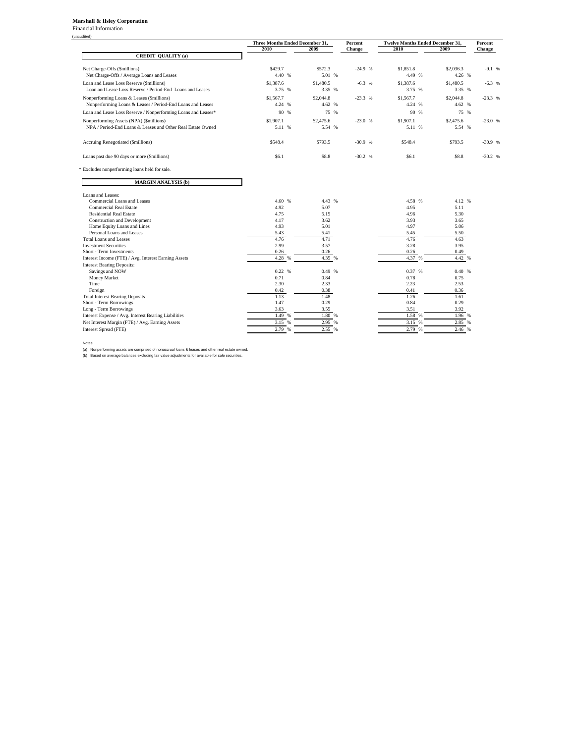**Marshall & Ilsley Corporation**

Financial Information

(unaudited)

| | Three Months Ended December 31, | | Percent | Twelve Months Ended December 31, | | Percent |
|---|---|---|---|---|---|---|
| | 2010 | 2009 | Change | 2010 | 2009 | Change |
| **CREDIT QUALITY (a)** | | | | | | |
| Net Charge-Offs ($millions) | $429.7 | $572.3 | -24.9 % | $1,851.8 | $2,036.3 | -9.1 % |
| Net Charge-Offs / Average Loans and Leases | 4.40 % | 5.01 % | | 4.49 % | 4.26 % | |
| Loan and Lease Loss Reserve ($millions) | $1,387.6 | $1,480.5 | -6.3 % | $1,387.6 | $1,480.5 | -6.3 % |
| Loan and Lease Loss Reserve / Period-End Loans and Leases | 3.75 % | 3.35 % | | 3.75 % | 3.35 % | |
| Nonperforming Loans & Leases ($millions) | $1,567.7 | $2,044.8 | -23.3 % | $1,567.7 | $2,044.8 | -23.3 % |
| Nonperforming Loans & Leases / Period-End Loans and Leases | 4.24 % | 4.62 % | | 4.24 % | 4.62 % | |
| Loan and Lease Loss Reserve / Nonperforming Loans and Leases* | 90 % | 75 % | | 90 % | 75 % | |
| Nonperforming Assets (NPA) ($millions) | $1,907.1 | $2,475.6 | -23.0 % | $1,907.1 | $2,475.6 | -23.0 % |
| NPA / Period-End Loans & Leases and Other Real Estate Owned | 5.11 % | 5.54 % | | 5.11 % | 5.54 % | |
| Accruing Renegotiated ($millions) | $548.4 | $793.5 | -30.9 % | $548.4 | $793.5 | -30.9 % |
| Loans past due 90 days or more ($millions) | $6.1 | $8.8 | -30.2 % | $6.1 | $8.8 | -30.2 % |

* Excludes nonperforming loans held for sale.

| | Three Months Ended December 31, | | Twelve Months Ended December 31, | |
|---|---|---|---|---|
| | 2010 | 2009 | 2010 | 2009 |
| **MARGIN ANALYSIS (b)** | | | | |
| Loans and Leases: | | | | |
| Commercial Loans and Leases | 4.60 % | 4.43 % | 4.58 % | 4.12 % |
| Commercial Real Estate | 4.92 | 5.07 | 4.95 | 5.11 |
| Residential Real Estate | 4.75 | 5.15 | 4.96 | 5.30 |
| Construction and Development | 4.17 | 3.62 | 3.93 | 3.65 |
| Home Equity Loans and Lines | 4.93 | 5.01 | 4.97 | 5.06 |
| Personal Loans and Leases | 5.43 | 5.41 | 5.45 | 5.50 |
| Total Loans and Leases | 4.76 | 4.71 | 4.76 | 4.63 |
| Investment Securities | 2.99 | 3.57 | 3.28 | 3.95 |
| Short - Term Investments | 0.26 | 0.26 | 0.26 | 0.49 |
| Interest Income (FTE) / Avg. Interest Earning Assets | 4.28 % | 4.35 % | 4.37 % | 4.42 % |
| Interest Bearing Deposits: | | | | |
| Savings and NOW | 0.22 % | 0.49 % | 0.37 % | 0.40 % |
| Money Market | 0.71 | 0.84 | 0.78 | 0.75 |
| Time | 2.30 | 2.33 | 2.23 | 2.53 |
| Foreign | 0.42 | 0.38 | 0.41 | 0.36 |
| Total Interest Bearing Deposits | 1.13 | 1.48 | 1.26 | 1.61 |
| Short - Term Borrowings | 1.47 | 0.29 | 0.84 | 0.29 |
| Long - Term Borrowings | 3.63 | 3.55 | 3.51 | 3.92 |
| Interest Expense / Avg. Interest Bearing Liabilities | 1.49 % | 1.80 % | 1.58 % | 1.96 % |
| Net Interest Margin (FTE) / Avg. Earning Assets | 3.15 % | 2.95 % | 3.15 % | 2.85 % |
| Interest Spread (FTE) | 2.79 % | 2.55 % | 2.79 % | 2.46 % |

Notes:

(a) Nonperforming assets are comprised of nonaccrual loans & leases and other real estate owned.

(b) Based on average balances excluding fair value adjustments for available for sale securities.